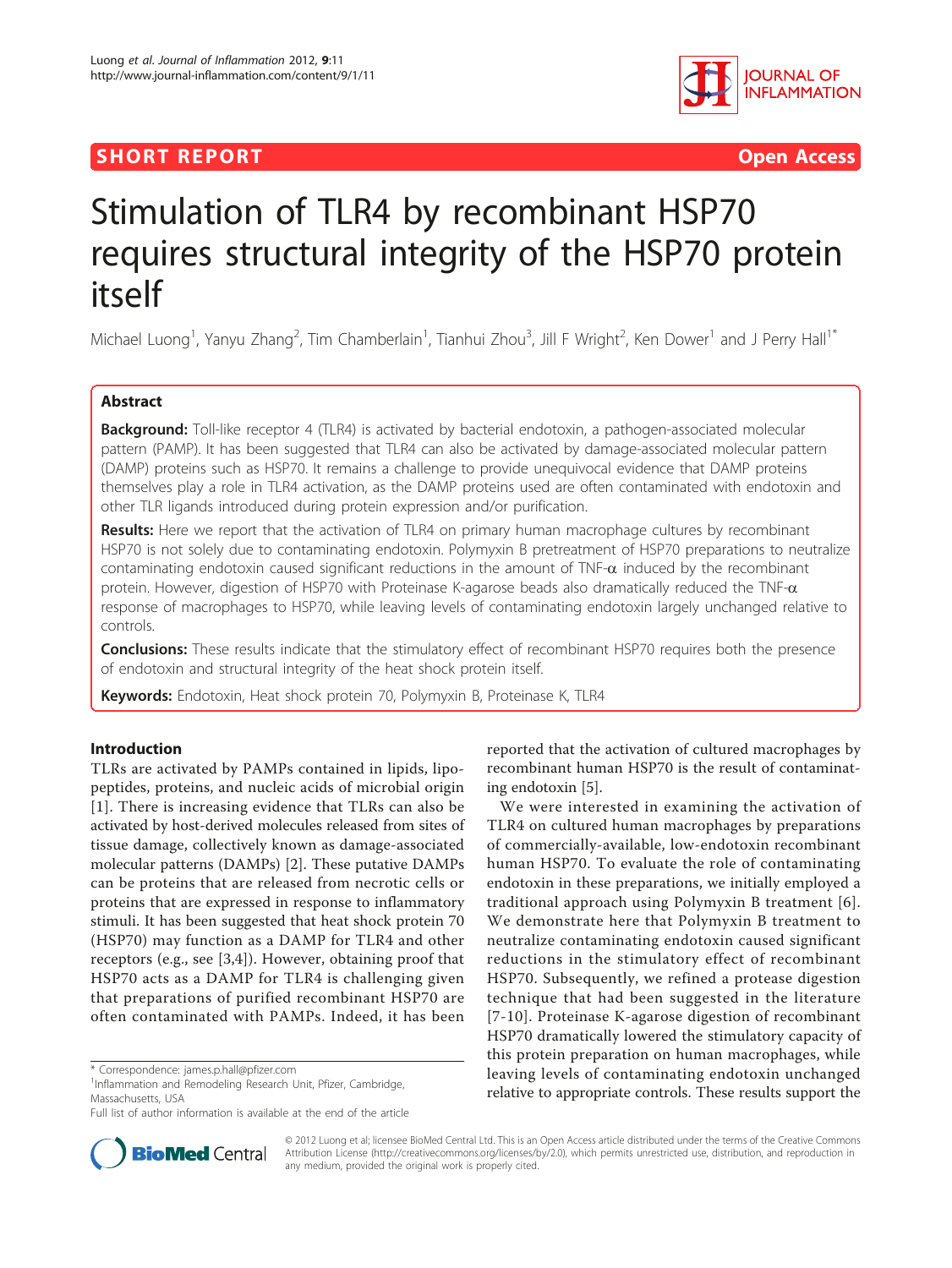SHORT REPORT

Open Access

# Stimulation of TLR4 by recombinant HSP70 requires structural integrity of the HSP70 protein itself

Michael Luong[1], Yanyu Zhang[2], Tim Chamberlain[1], Tianhui Zhou[3], Jill F Wright[2], Ken Dower[1] and J Perry Hall[1*]

## Abstract

**Background:** Toll-like receptor 4 (TLR4) is activated by bacterial endotoxin, a pathogen-associated molecular pattern (PAMP). It has been suggested that TLR4 can also be activated by damage-associated molecular pattern (DAMP) proteins such as HSP70. It remains a challenge to provide unequivocal evidence that DAMP proteins themselves play a role in TLR4 activation, as the DAMP proteins used are often contaminated with endotoxin and other TLR ligands introduced during protein expression and/or purification.

**Results:** Here we report that the activation of TLR4 on primary human macrophage cultures by recombinant HSP70 is not solely due to contaminating endotoxin. Polymyxin B pretreatment of HSP70 preparations to neutralize contaminating endotoxin caused significant reductions in the amount of TNF-$\alpha$ induced by the recombinant protein. However, digestion of HSP70 with Proteinase K-agarose beads also dramatically reduced the TNF-$\alpha$ response of macrophages to HSP70, while leaving levels of contaminating endotoxin largely unchanged relative to controls.

**Conclusions:** These results indicate that the stimulatory effect of recombinant HSP70 requires both the presence of endotoxin and structural integrity of the heat shock protein itself.

**Keywords:** Endotoxin, Heat shock protein 70, Polymyxin B, Proteinase K, TLR4

## Introduction

TLRs are activated by PAMPs contained in lipids, lipopeptides, proteins, and nucleic acids of microbial origin [1]. There is increasing evidence that TLRs can also be activated by host-derived molecules released from sites of tissue damage, collectively known as damage-associated molecular patterns (DAMPs) [2]. These putative DAMPs can be proteins that are released from necrotic cells or proteins that are expressed in response to inflammatory stimuli. It has been suggested that heat shock protein 70 (HSP70) may function as a DAMP for TLR4 and other receptors (e.g., see [3,4]). However, obtaining proof that HSP70 acts as a DAMP for TLR4 is challenging given that preparations of purified recombinant HSP70 are often contaminated with PAMPs. Indeed, it has been reported that the activation of cultured macrophages by recombinant human HSP70 is the result of contaminating endotoxin [5].

We were interested in examining the activation of TLR4 on cultured human macrophages by preparations of commercially-available, low-endotoxin recombinant human HSP70. To evaluate the role of contaminating endotoxin in these preparations, we initially employed a traditional approach using Polymyxin B treatment [6]. We demonstrate here that Polymyxin B treatment to neutralize contaminating endotoxin caused significant reductions in the stimulatory effect of recombinant HSP70. Subsequently, we refined a protease digestion technique that had been suggested in the literature [7-10]. Proteinase K-agarose digestion of recombinant HSP70 dramatically lowered the stimulatory capacity of this protein preparation on human macrophages, while leaving levels of contaminating endotoxin unchanged relative to appropriate controls. These results support the

\* Correspondence: james.p.hall@pfizer.com
[1]Inflammation and Remodeling Research Unit, Pfizer, Cambridge, Massachusetts, USA
Full list of author information is available at the end of the article

© 2012 Luong et al; licensee BioMed Central Ltd. This is an Open Access article distributed under the terms of the Creative Commons Attribution License (http://creativecommons.org/licenses/by/2.0), which permits unrestricted use, distribution, and reproduction in any medium, provided the original work is properly cited.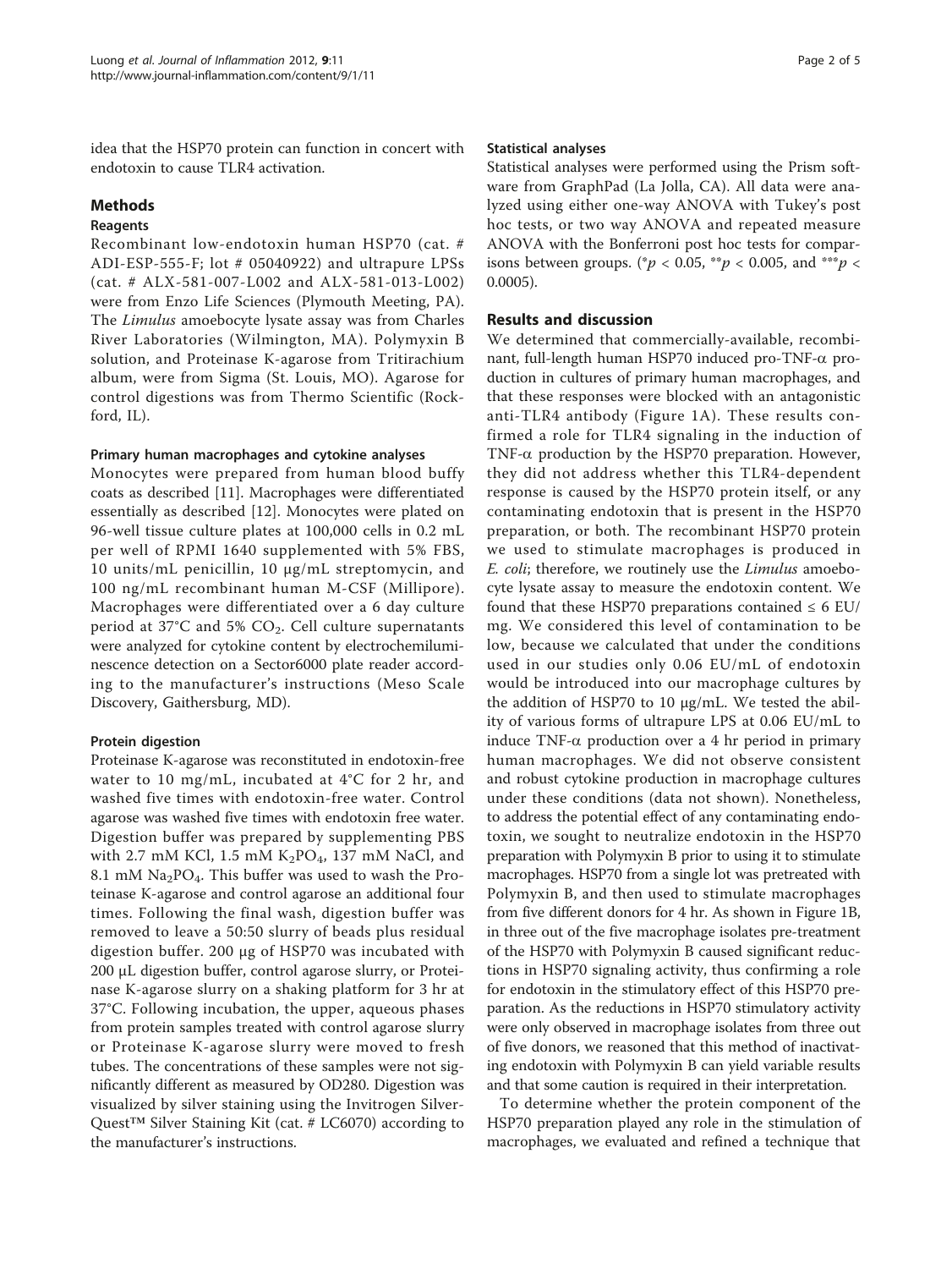idea that the HSP70 protein can function in concert with endotoxin to cause TLR4 activation.

## Methods

### Reagents

Recombinant low-endotoxin human HSP70 (cat. # ADI-ESP-555-F; lot # 05040922) and ultrapure LPSs (cat. # ALX-581-007-L002 and ALX-581-013-L002) were from Enzo Life Sciences (Plymouth Meeting, PA). The *Limulus* amoebocyte lysate assay was from Charles River Laboratories (Wilmington, MA). Polymyxin B solution, and Proteinase K-agarose from Tritirachium album, were from Sigma (St. Louis, MO). Agarose for control digestions was from Thermo Scientific (Rockford, IL).

#### Primary human macrophages and cytokine analyses

Monocytes were prepared from human blood buffy coats as described [11]. Macrophages were differentiated essentially as described [12]. Monocytes were plated on 96-well tissue culture plates at 100,000 cells in 0.2 mL per well of RPMI 1640 supplemented with 5% FBS, 10 units/mL penicillin, 10 μg/mL streptomycin, and 100 ng/mL recombinant human M-CSF (Millipore). Macrophages were differentiated over a 6 day culture period at 37°C and 5% $CO_2$. Cell culture supernatants were analyzed for cytokine content by electrochemiluminescence detection on a Sector6000 plate reader according to the manufacturer's instructions (Meso Scale Discovery, Gaithersburg, MD).

#### Protein digestion

Proteinase K-agarose was reconstituted in endotoxin-free water to 10 mg/mL, incubated at 4°C for 2 hr, and washed five times with endotoxin-free water. Control agarose was washed five times with endotoxin free water. Digestion buffer was prepared by supplementing PBS with 2.7 mM KCl, 1.5 mM $K_2PO_4$, 137 mM NaCl, and 8.1 mM $Na_2PO_4$. This buffer was used to wash the Proteinase K-agarose and control agarose an additional four times. Following the final wash, digestion buffer was removed to leave a 50:50 slurry of beads plus residual digestion buffer. 200 μg of HSP70 was incubated with 200 μL digestion buffer, control agarose slurry, or Proteinase K-agarose slurry on a shaking platform for 3 hr at 37°C. Following incubation, the upper, aqueous phases from protein samples treated with control agarose slurry or Proteinase K-agarose slurry were moved to fresh tubes. The concentrations of these samples were not significantly different as measured by OD280. Digestion was visualized by silver staining using the Invitrogen SilverQuest™ Silver Staining Kit (cat. # LC6070) according to the manufacturer's instructions.

#### Statistical analyses

Statistical analyses were performed using the Prism software from GraphPad (La Jolla, CA). All data were analyzed using either one-way ANOVA with Tukey's post hoc tests, or two way ANOVA and repeated measure ANOVA with the Bonferroni post hoc tests for comparisons between groups. (\*$p < 0.05$, \*\*$p < 0.005$, and \*\*\*$p < 0.0005$).

## Results and discussion

We determined that commercially-available, recombinant, full-length human HSP70 induced pro-TNF-α production in cultures of primary human macrophages, and that these responses were blocked with an antagonistic anti-TLR4 antibody (Figure 1A). These results confirmed a role for TLR4 signaling in the induction of TNF-α production by the HSP70 preparation. However, they did not address whether this TLR4-dependent response is caused by the HSP70 protein itself, or any contaminating endotoxin that is present in the HSP70 preparation, or both. The recombinant HSP70 protein we used to stimulate macrophages is produced in *E. coli*; therefore, we routinely use the *Limulus* amoebocyte lysate assay to measure the endotoxin content. We found that these HSP70 preparations contained ≤ 6 EU/mg. We considered this level of contamination to be low, because we calculated that under the conditions used in our studies only 0.06 EU/mL of endotoxin would be introduced into our macrophage cultures by the addition of HSP70 to 10 μg/mL. We tested the ability of various forms of ultrapure LPS at 0.06 EU/mL to induce TNF-α production over a 4 hr period in primary human macrophages. We did not observe consistent and robust cytokine production in macrophage cultures under these conditions (data not shown). Nonetheless, to address the potential effect of any contaminating endotoxin, we sought to neutralize endotoxin in the HSP70 preparation with Polymyxin B prior to using it to stimulate macrophages. HSP70 from a single lot was pretreated with Polymyxin B, and then used to stimulate macrophages from five different donors for 4 hr. As shown in Figure 1B, in three out of the five macrophage isolates pre-treatment of the HSP70 with Polymyxin B caused significant reductions in HSP70 signaling activity, thus confirming a role for endotoxin in the stimulatory effect of this HSP70 preparation. As the reductions in HSP70 stimulatory activity were only observed in macrophage isolates from three out of five donors, we reasoned that this method of inactivating endotoxin with Polymyxin B can yield variable results and that some caution is required in their interpretation.

To determine whether the protein component of the HSP70 preparation played any role in the stimulation of macrophages, we evaluated and refined a technique that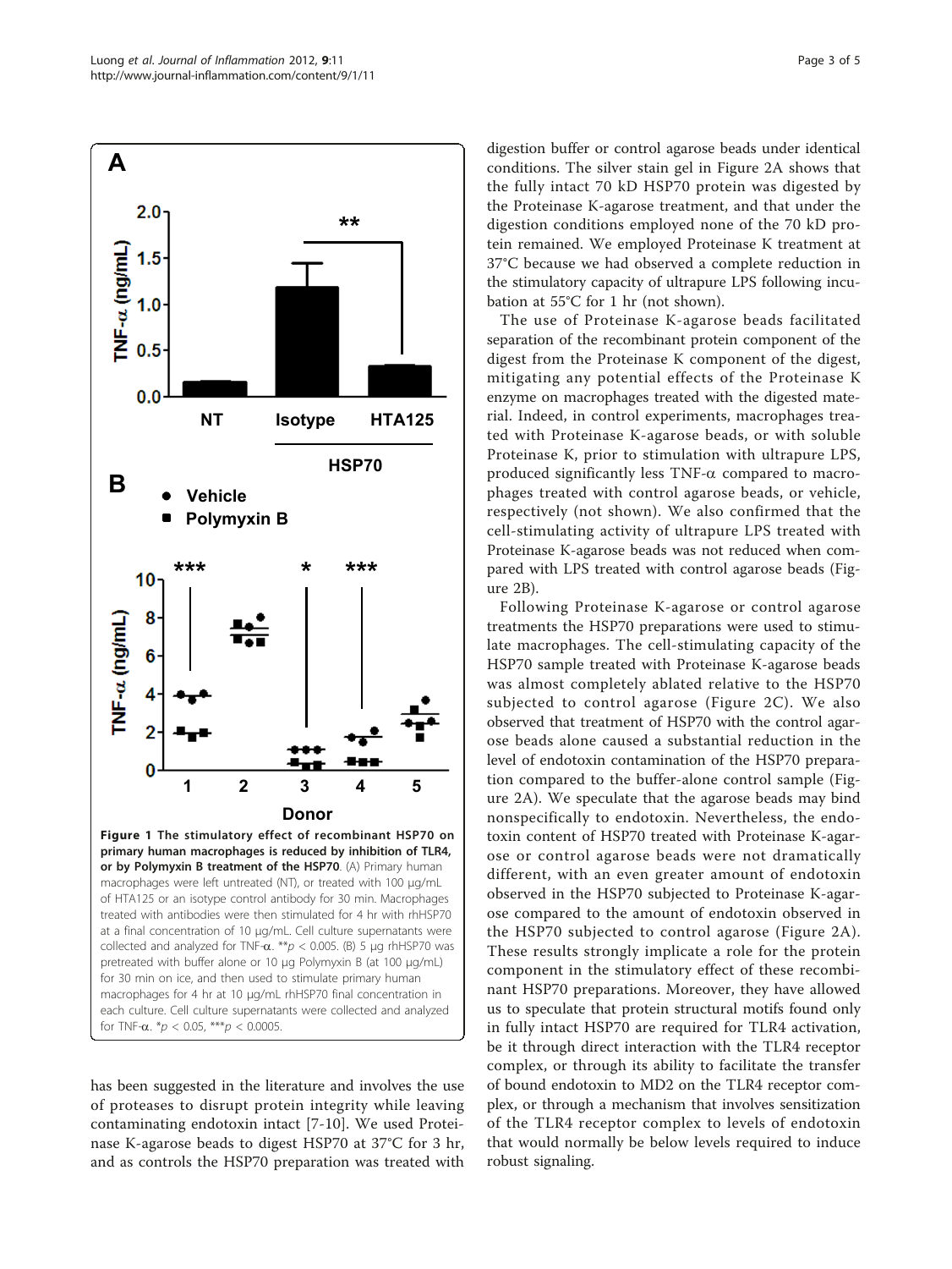**Figure 1 The stimulatory effect of recombinant HSP70 on primary human macrophages is reduced by inhibition of TLR4, or by Polymyxin B treatment of the HSP70**. (A) Primary human macrophages were left untreated (NT), or treated with 100 μg/mL of HTA125 or an isotype control antibody for 30 min. Macrophages treated with antibodies were then stimulated for 4 hr with rhHSP70 at a final concentration of 10 μg/mL. Cell culture supernatants were collected and analyzed for TNF-α. **$p < 0.005$. (B) 5 μg rhHSP70 was pretreated with buffer alone or 10 μg Polymyxin B (at 100 μg/mL) for 30 min on ice, and then used to stimulate primary human macrophages for 4 hr at 10 μg/mL rhHSP70 final concentration in each culture. Cell culture supernatants were collected and analyzed for TNF-α. *$p < 0.05$, ***$p < 0.0005$.

has been suggested in the literature and involves the use of proteases to disrupt protein integrity while leaving contaminating endotoxin intact [7-10]. We used Proteinase K-agarose beads to digest HSP70 at 37°C for 3 hr, and as controls the HSP70 preparation was treated with digestion buffer or control agarose beads under identical conditions. The silver stain gel in Figure 2A shows that the fully intact 70 kD HSP70 protein was digested by the Proteinase K-agarose treatment, and that under the digestion conditions employed none of the 70 kD protein remained. We employed Proteinase K treatment at 37°C because we had observed a complete reduction in the stimulatory capacity of ultrapure LPS following incubation at 55°C for 1 hr (not shown).

The use of Proteinase K-agarose beads facilitated separation of the recombinant protein component of the digest from the Proteinase K component of the digest, mitigating any potential effects of the Proteinase K enzyme on macrophages treated with the digested material. Indeed, in control experiments, macrophages treated with Proteinase K-agarose beads, or with soluble Proteinase K, prior to stimulation with ultrapure LPS, produced significantly less TNF-α compared to macrophages treated with control agarose beads, or vehicle, respectively (not shown). We also confirmed that the cell-stimulating activity of ultrapure LPS treated with Proteinase K-agarose beads was not reduced when compared with LPS treated with control agarose beads (Figure 2B).

Following Proteinase K-agarose or control agarose treatments the HSP70 preparations were used to stimulate macrophages. The cell-stimulating capacity of the HSP70 sample treated with Proteinase K-agarose beads was almost completely ablated relative to the HSP70 subjected to control agarose (Figure 2C). We also observed that treatment of HSP70 with the control agarose beads alone caused a substantial reduction in the level of endotoxin contamination of the HSP70 preparation compared to the buffer-alone control sample (Figure 2A). We speculate that the agarose beads may bind nonspecifically to endotoxin. Nevertheless, the endotoxin content of HSP70 treated with Proteinase K-agarose or control agarose beads were not dramatically different, with an even greater amount of endotoxin observed in the HSP70 subjected to Proteinase K-agarose compared to the amount of endotoxin observed in the HSP70 subjected to control agarose (Figure 2A). These results strongly implicate a role for the protein component in the stimulatory effect of these recombinant HSP70 preparations. Moreover, they have allowed us to speculate that protein structural motifs found only in fully intact HSP70 are required for TLR4 activation, be it through direct interaction with the TLR4 receptor complex, or through its ability to facilitate the transfer of bound endotoxin to MD2 on the TLR4 receptor complex, or through a mechanism that involves sensitization of the TLR4 receptor complex to levels of endotoxin that would normally be below levels required to induce robust signaling.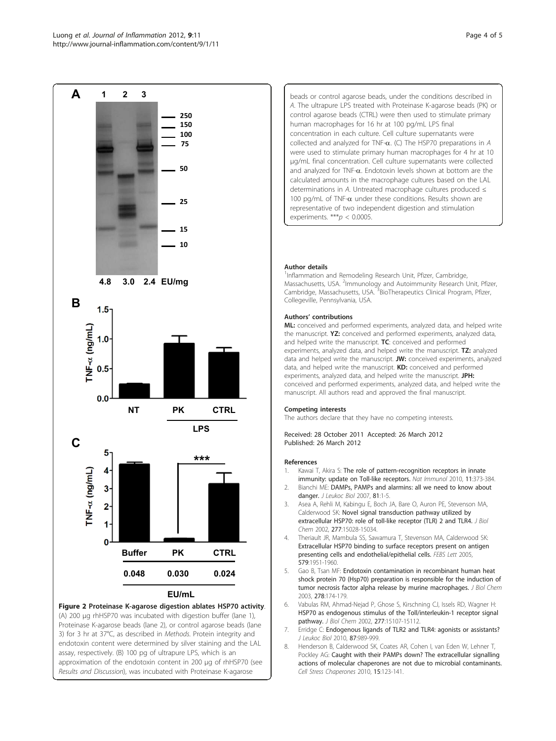**Figure 2 Proteinase K-agarose digestion ablates HSP70 activity**. (A) 200 μg rhHSP70 was incubated with digestion buffer (lane 1), Proteinase K-agarose beads (lane 2), or control agarose beads (lane 3) for 3 hr at 37°C, as described in *Methods*. Protein integrity and endotoxin content were determined by silver staining and the LAL assay, respectively. (B) 100 pg of ultrapure LPS, which is an approximation of the endotoxin content in 200 μg of rhHSP70 (see *Results and Discussion*), was incubated with Proteinase K-agarose beads or control agarose beads, under the conditions described in *A*. The ultrapure LPS treated with Proteinase K-agarose beads (PK) or control agarose beads (CTRL) were then used to stimulate primary human macrophages for 16 hr at 100 pg/mL LPS final concentration in each culture. Cell culture supernatants were collected and analyzed for TNF-α. (C) The HSP70 preparations in *A* were used to stimulate primary human macrophages for 4 hr at 10 μg/mL final concentration. Cell culture supernatants were collected and analyzed for TNF-α. Endotoxin levels shown at bottom are the calculated amounts in the macrophage cultures based on the LAL determinations in *A*. Untreated macrophage cultures produced ≤ 100 pg/mL of TNF-α under these conditions. Results shown are representative of two independent digestion and stimulation experiments. ***$p < 0.0005$.

#### Author details

[1]Inflammation and Remodeling Research Unit, Pfizer, Cambridge, Massachusetts, USA. [2]Immunology and Autoimmunity Research Unit, Pfizer, Cambridge, Massachusetts, USA. [3]BioTherapeutics Clinical Program, Pfizer, Collegeville, Pennsylvania, USA.

#### Authors' contributions

**ML:** conceived and performed experiments, analyzed data, and helped write the manuscript. **YZ:** conceived and performed experiments, analyzed data, and helped write the manuscript. **TC**: conceived and performed experiments, analyzed data, and helped write the manuscript. **TZ:** analyzed data and helped write the manuscript. **JW:** conceived experiments, analyzed data, and helped write the manuscript. **KD:** conceived and performed experiments, analyzed data, and helped write the manuscript. **JPH:** conceived and performed experiments, analyzed data, and helped write the manuscript. All authors read and approved the final manuscript.

#### Competing interests

The authors declare that they have no competing interests.

Received: 28 October 2011 Accepted: 26 March 2012
Published: 26 March 2012

#### References

1. Kawai T, Akira S: **The role of pattern-recognition receptors in innate immunity: update on Toll-like receptors.** *Nat Immunol* 2010, **11**:373-384.
2. Bianchi ME: **DAMPs, PAMPs and alarmins: all we need to know about danger.** *J Leukoc Biol* 2007, **81**:1-5.
3. Asea A, Rehli M, Kabingu E, Boch JA, Bare O, Auron PE, Stevenson MA, Calderwood SK: **Novel signal transduction pathway utilized by extracellular HSP70: role of toll-like receptor (TLR) 2 and TLR4.** *J Biol Chem* 2002, **277**:15028-15034.
4. Theriault JR, Mambula SS, Sawamura T, Stevenson MA, Calderwood SK: **Extracellular HSP70 binding to surface receptors present on antigen presenting cells and endothelial/epithelial cells.** *FEBS Lett* 2005, **579**:1951-1960.
5. Gao B, Tsan MF: **Endotoxin contamination in recombinant human heat shock protein 70 (Hsp70) preparation is responsible for the induction of tumor necrosis factor alpha release by murine macrophages.** *J Biol Chem* 2003, **278**:174-179.
6. Vabulas RM, Ahmad-Nejad P, Ghose S, Kirschning CJ, Issels RD, Wagner H: **HSP70 as endogenous stimulus of the Toll/interleukin-1 receptor signal pathway.** *J Biol Chem* 2002, **277**:15107-15112.
7. Erridge C: **Endogenous ligands of TLR2 and TLR4: agonists or assistants?** *J Leukoc Biol* 2010, **87**:989-999.
8. Henderson B, Calderwood SK, Coates AR, Cohen I, van Eden W, Lehner T, Pockley AG: **Caught with their PAMPs down? The extracellular signalling actions of molecular chaperones are not due to microbial contaminants.** *Cell Stress Chaperones* 2010, **15**:123-141.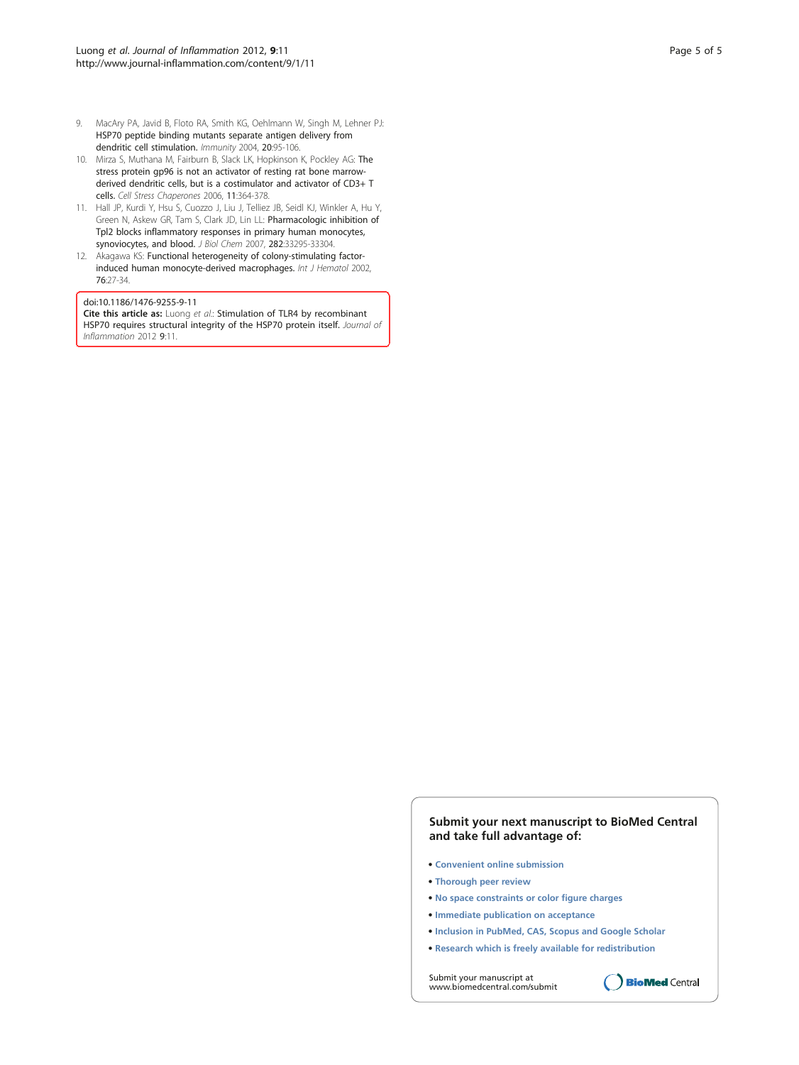9. MacAry PA, Javid B, Floto RA, Smith KG, Oehlmann W, Singh M, Lehner PJ: **HSP70 peptide binding mutants separate antigen delivery from dendritic cell stimulation.** *Immunity* 2004, **20**:95-106.
10. Mirza S, Muthana M, Fairburn B, Slack LK, Hopkinson K, Pockley AG: **The stress protein gp96 is not an activator of resting rat bone marrow-derived dendritic cells, but is a costimulator and activator of CD3+ T cells.** *Cell Stress Chaperones* 2006, **11**:364-378.
11. Hall JP, Kurdi Y, Hsu S, Cuozzo J, Liu J, Telliez JB, Seidl KJ, Winkler A, Hu Y, Green N, Askew GR, Tam S, Clark JD, Lin LL: **Pharmacologic inhibition of Tpl2 blocks inflammatory responses in primary human monocytes, synoviocytes, and blood.** *J Biol Chem* 2007, **282**:33295-33304.
12. Akagawa KS: **Functional heterogeneity of colony-stimulating factor-induced human monocyte-derived macrophages.** *Int J Hematol* 2002, **76**:27-34.

doi:10.1186/1476-9255-9-11
**Cite this article as:** Luong *et al.*: Stimulation of TLR4 by recombinant HSP70 requires structural integrity of the HSP70 protein itself. *Journal of Inflammation* 2012 **9**:11.

**Submit your next manuscript to BioMed Central and take full advantage of:**

- **Convenient online submission**
- **Thorough peer review**
- **No space constraints or color figure charges**
- **Immediate publication on acceptance**
- **Inclusion in PubMed, CAS, Scopus and Google Scholar**
- **Research which is freely available for redistribution**

Submit your manuscript at
www.biomedcentral.com/submit

BioMed Central